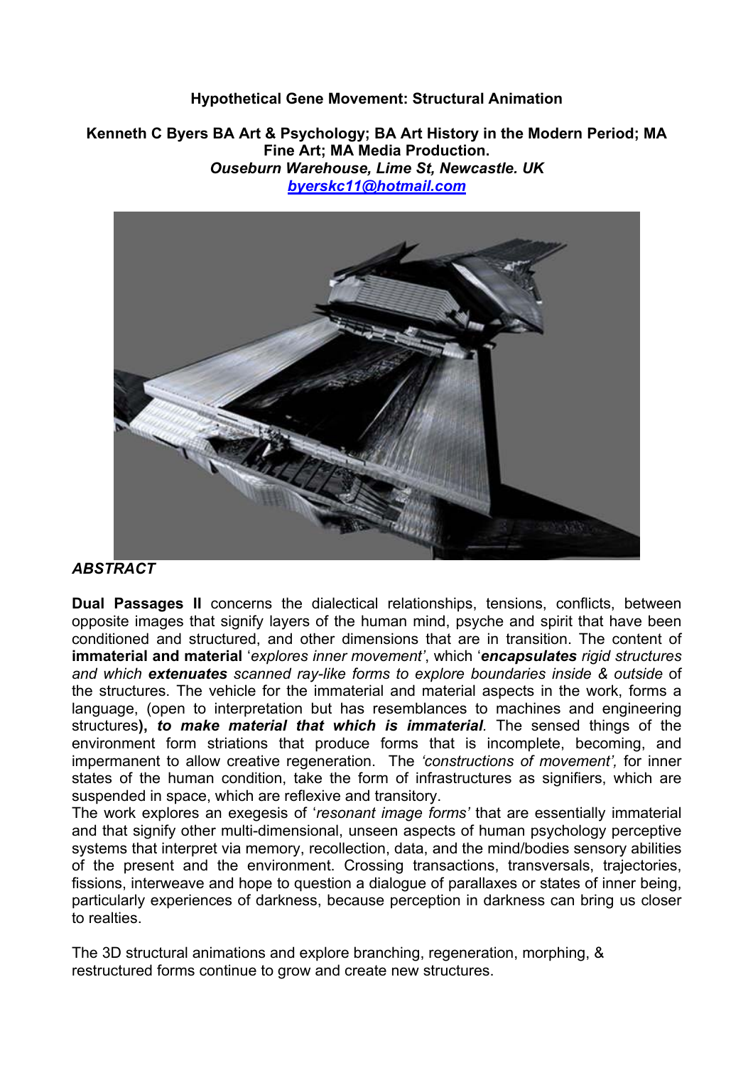# Hypothetical Gene Movement: Structural Animation

**Kenneth C Byers BA Art & Psychology; BA Art History in the Modern Period; MA Fine Art; MA Media Production.**
***Ouseburn Warehouse, Lime St, Newcastle. UK***
***byerskc11@hotmail.com***

## *ABSTRACT*

**Dual Passages II** concerns the dialectical relationships, tensions, conflicts, between opposite images that signify layers of the human mind, psyche and spirit that have been conditioned and structured, and other dimensions that are in transition. The content of **immaterial and material** '*explores inner movement'*, which '***encapsulates*** *rigid structures and which* ***extenuates*** *scanned ray-like forms to explore boundaries inside & outside* of the structures. The vehicle for the immaterial and material aspects in the work, forms a language, (open to interpretation but has resemblances to machines and engineering structures**),** ***to make material that which is immaterial****.* The sensed things of the environment form striations that produce forms that is incomplete, becoming, and impermanent to allow creative regeneration. The *'constructions of movement',* for inner states of the human condition, take the form of infrastructures as signifiers, which are suspended in space, which are reflexive and transitory.
The work explores an exegesis of '*resonant image forms'* that are essentially immaterial and that signify other multi-dimensional, unseen aspects of human psychology perceptive systems that interpret via memory, recollection, data, and the mind/bodies sensory abilities of the present and the environment. Crossing transactions, transversals, trajectories, fissions, interweave and hope to question a dialogue of parallaxes or states of inner being, particularly experiences of darkness, because perception in darkness can bring us closer to realties.

The 3D structural animations and explore branching, regeneration, morphing, & restructured forms continue to grow and create new structures.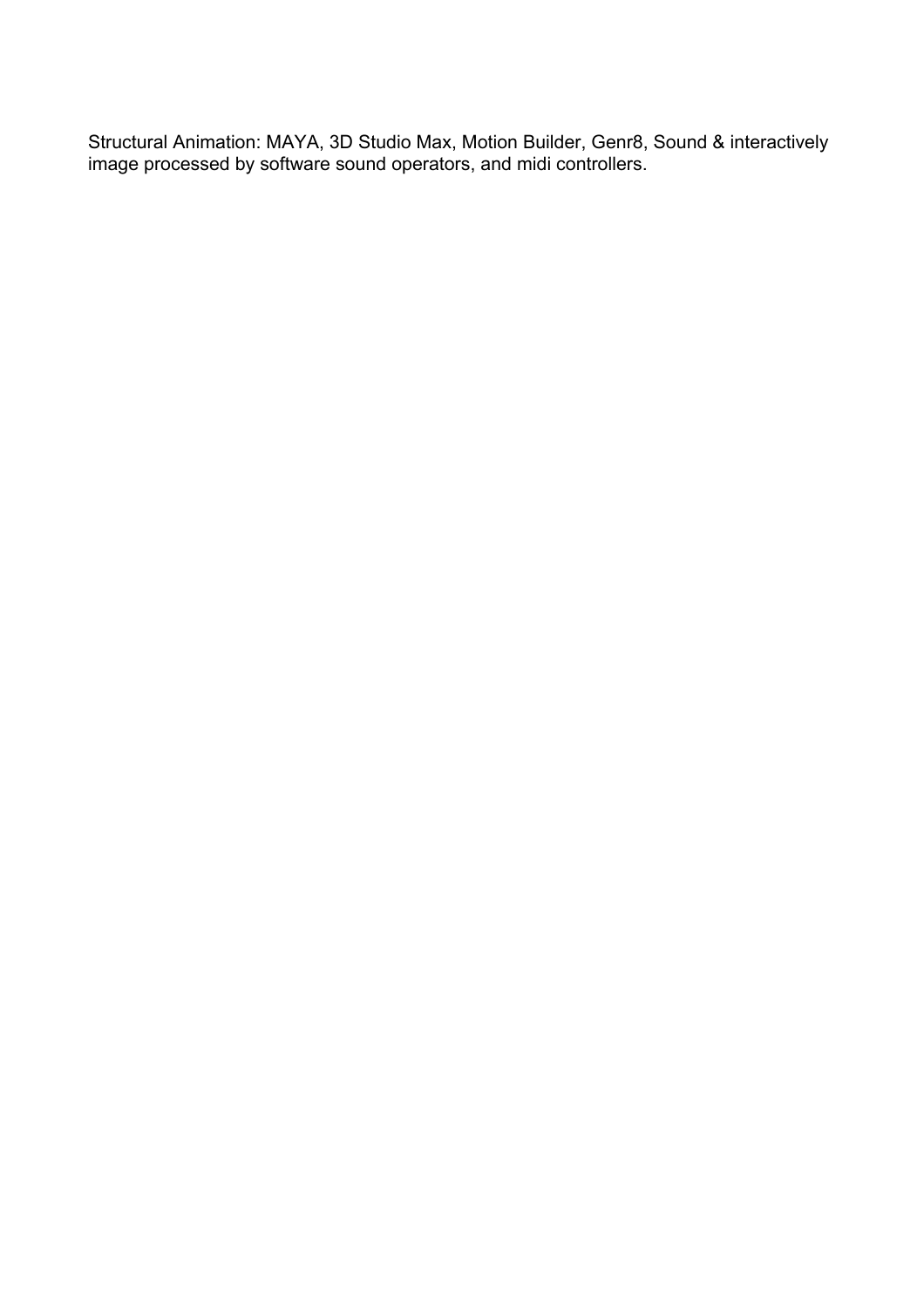Structural Animation: MAYA, 3D Studio Max, Motion Builder, Genr8, Sound & interactively image processed by software sound operators, and midi controllers.